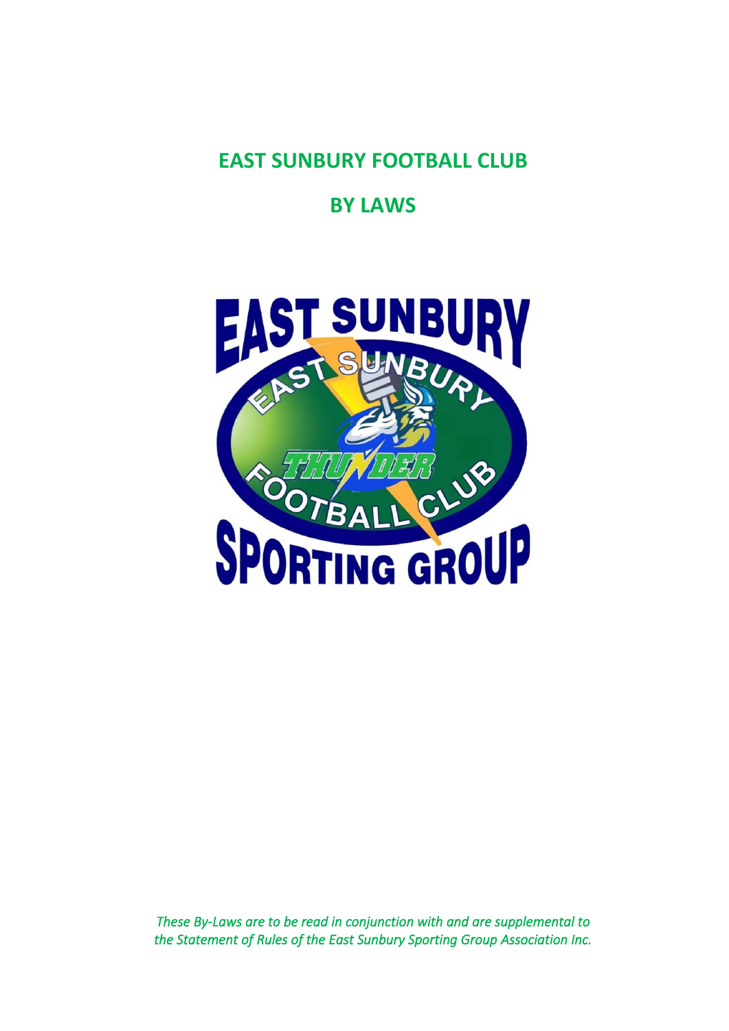# EAST SUNBURY FOOTBALL CLUB

# BY LAWS

*These By-Laws are to be read in conjunction with and are supplemental to the Statement of Rules of the East Sunbury Sporting Group Association Inc.*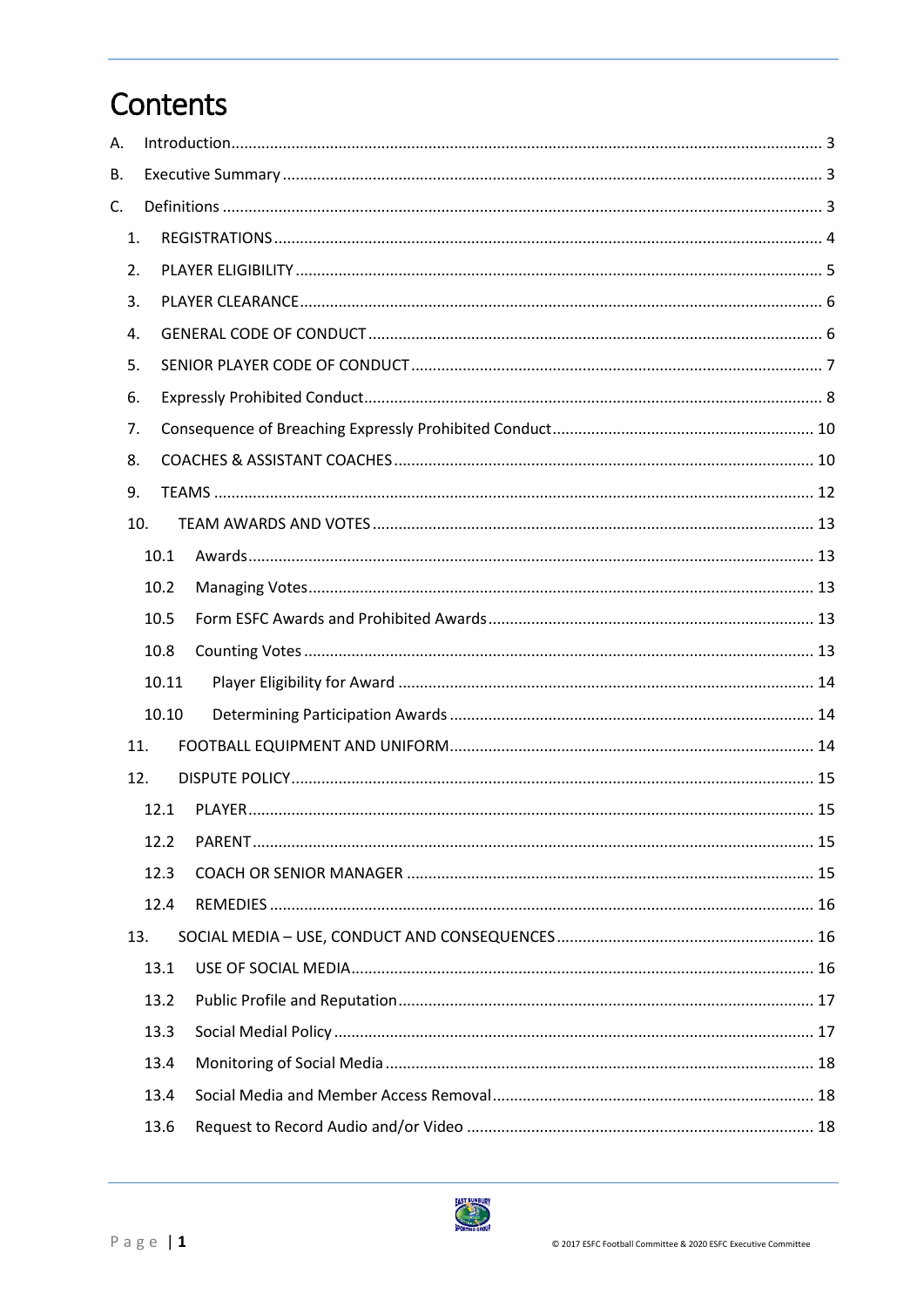# Contents

A. Introduction ........................................................................................................................... 3

B. Executive Summary ............................................................................................................... 3

C. Definitions ............................................................................................................................. 3

1. REGISTRATIONS ................................................................................................................... 4
2. PLAYER ELIGIBILITY ............................................................................................................. 5
3. PLAYER CLEARANCE ............................................................................................................ 6
4. GENERAL CODE OF CONDUCT ............................................................................................ 6
5. SENIOR PLAYER CODE OF CONDUCT .................................................................................. 7
6. Expressly Prohibited Conduct ............................................................................................... 8
7. Consequence of Breaching Expressly Prohibited Conduct .................................................. 10
8. COACHES & ASSISTANT COACHES ..................................................................................... 10
9. TEAMS ............................................................................................................................... 12
10. TEAM AWARDS AND VOTES .......................................................................................... 13
    - 10.1 Awards ..................................................................................................................... 13
    - 10.2 Managing Votes ........................................................................................................ 13
    - 10.5 Form ESFC Awards and Prohibited Awards .............................................................. 13
    - 10.8 Counting Votes ......................................................................................................... 13
    - 10.11 Player Eligibility for Award ..................................................................................... 14
    - 10.10 Determining Participation Awards ........................................................................ 14
11. FOOTBALL EQUIPMENT AND UNIFORM ......................................................................... 14
12. DISPUTE POLICY ............................................................................................................. 15
    - 12.1 PLAYER ..................................................................................................................... 15
    - 12.2 PARENT .................................................................................................................... 15
    - 12.3 COACH OR SENIOR MANAGER ................................................................................. 15
    - 12.4 REMEDIES ................................................................................................................. 16
13. SOCIAL MEDIA – USE, CONDUCT AND CONSEQUENCES ................................................ 16
    - 13.1 USE OF SOCIAL MEDIA ............................................................................................. 16
    - 13.2 Public Profile and Reputation ................................................................................... 17
    - 13.3 Social Medial Policy .................................................................................................. 17
    - 13.4 Monitoring of Social Media ...................................................................................... 18
    - 13.4 Social Media and Member Access Removal .............................................................. 18
    - 13.6 Request to Record Audio and/or Video .................................................................... 18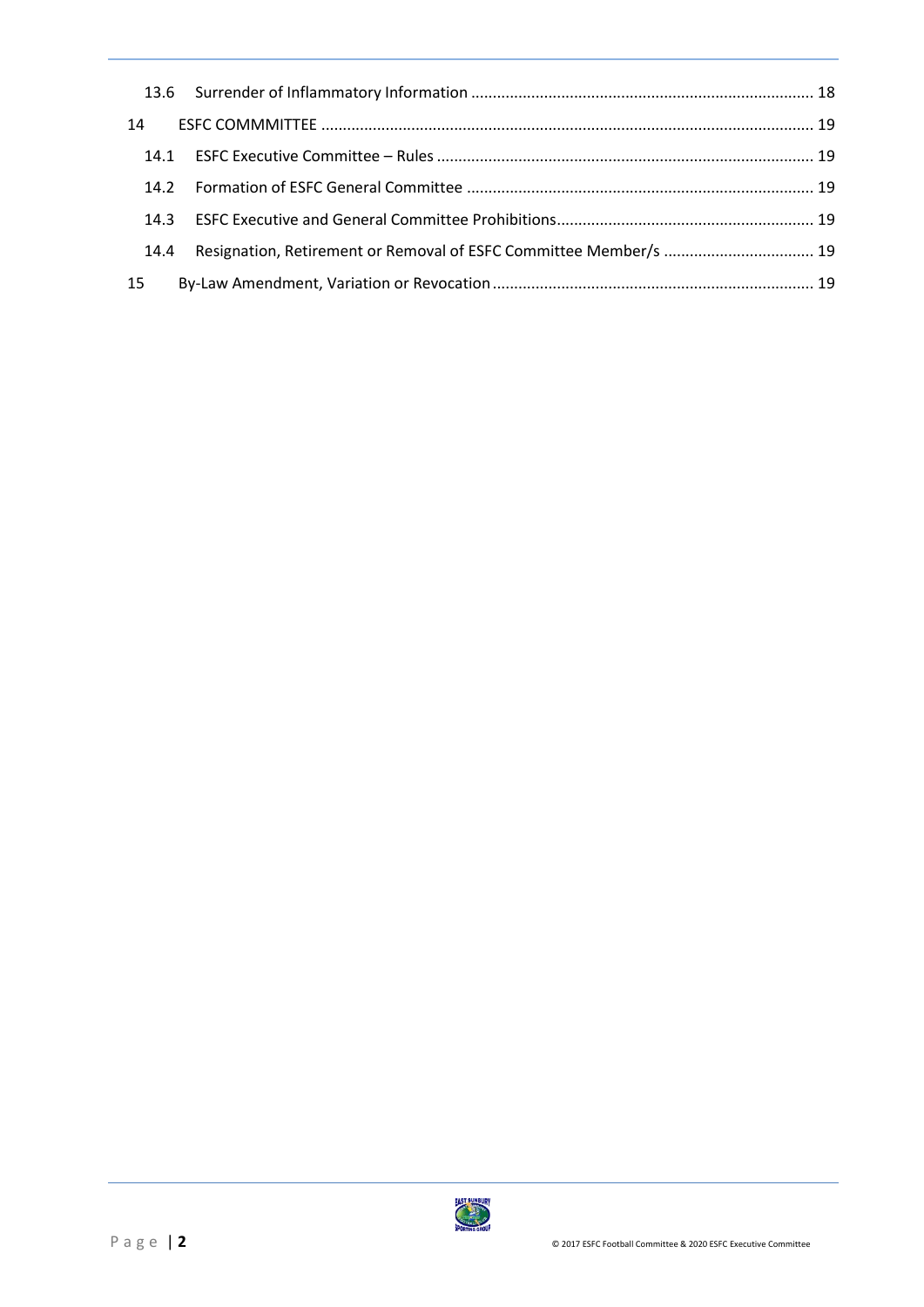13.6 Surrender of Inflammatory Information ............................................................................... 18

14 ESFC COMMMITTEE ................................................................................................................ 19

14.1 ESFC Executive Committee – Rules ...................................................................................... 19

14.2 Formation of ESFC General Committee ................................................................................ 19

14.3 ESFC Executive and General Committee Prohibitions........................................................... 19

14.4 Resignation, Retirement or Removal of ESFC Committee Member/s ................................... 19

15 By-Law Amendment, Variation or Revocation.......................................................................... 19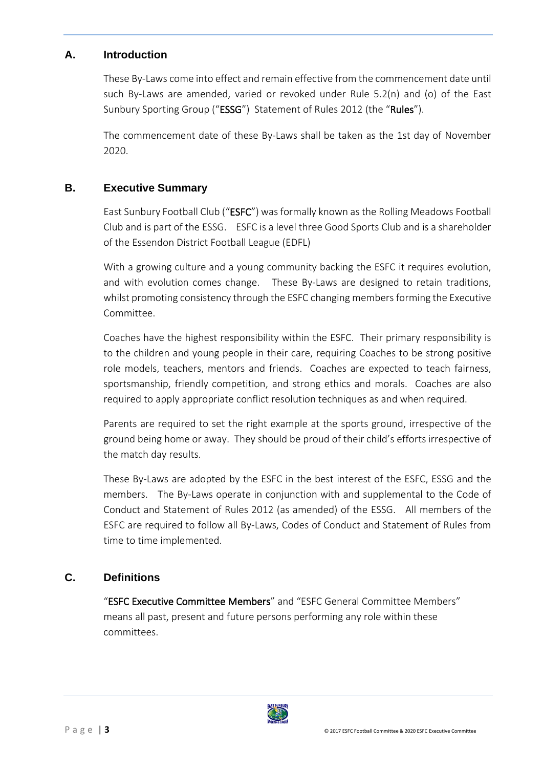## A. Introduction

These By-Laws come into effect and remain effective from the commencement date until such By-Laws are amended, varied or revoked under Rule 5.2(n) and (o) of the East Sunbury Sporting Group ("**ESSG**") Statement of Rules 2012 (the "**Rules**").

The commencement date of these By-Laws shall be taken as the 1st day of November 2020.

## B. Executive Summary

East Sunbury Football Club ("**ESFC**") was formally known as the Rolling Meadows Football Club and is part of the ESSG. ESFC is a level three Good Sports Club and is a shareholder of the Essendon District Football League (EDFL)

With a growing culture and a young community backing the ESFC it requires evolution, and with evolution comes change. These By-Laws are designed to retain traditions, whilst promoting consistency through the ESFC changing members forming the Executive Committee.

Coaches have the highest responsibility within the ESFC. Their primary responsibility is to the children and young people in their care, requiring Coaches to be strong positive role models, teachers, mentors and friends. Coaches are expected to teach fairness, sportsmanship, friendly competition, and strong ethics and morals. Coaches are also required to apply appropriate conflict resolution techniques as and when required.

Parents are required to set the right example at the sports ground, irrespective of the ground being home or away. They should be proud of their child's efforts irrespective of the match day results.

These By-Laws are adopted by the ESFC in the best interest of the ESFC, ESSG and the members. The By-Laws operate in conjunction with and supplemental to the Code of Conduct and Statement of Rules 2012 (as amended) of the ESSG. All members of the ESFC are required to follow all By-Laws, Codes of Conduct and Statement of Rules from time to time implemented.

## C. Definitions

"**ESFC Executive Committee Members**" and "ESFC General Committee Members" means all past, present and future persons performing any role within these committees.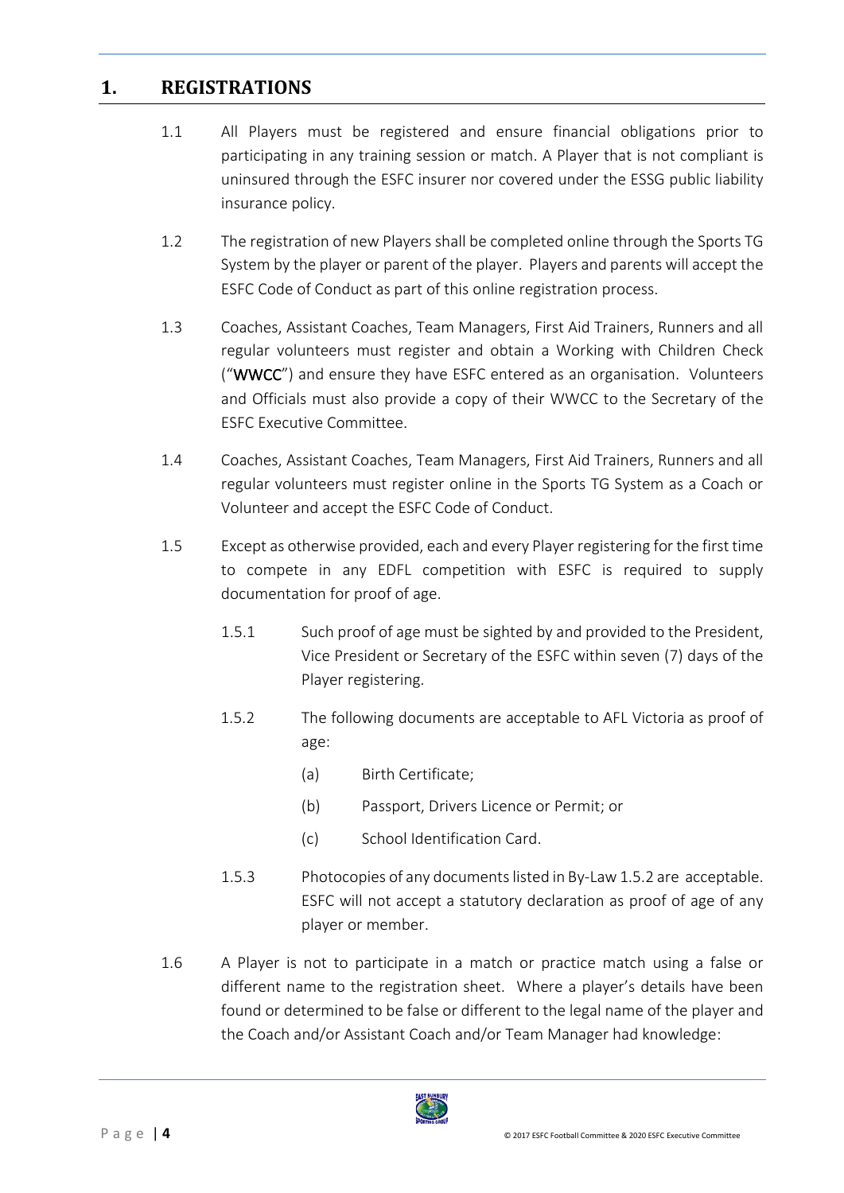## 1. REGISTRATIONS

1.1 All Players must be registered and ensure financial obligations prior to participating in any training session or match. A Player that is not compliant is uninsured through the ESFC insurer nor covered under the ESSG public liability insurance policy.

1.2 The registration of new Players shall be completed online through the Sports TG System by the player or parent of the player. Players and parents will accept the ESFC Code of Conduct as part of this online registration process.

1.3 Coaches, Assistant Coaches, Team Managers, First Aid Trainers, Runners and all regular volunteers must register and obtain a Working with Children Check ("**WWCC**") and ensure they have ESFC entered as an organisation. Volunteers and Officials must also provide a copy of their WWCC to the Secretary of the ESFC Executive Committee.

1.4 Coaches, Assistant Coaches, Team Managers, First Aid Trainers, Runners and all regular volunteers must register online in the Sports TG System as a Coach or Volunteer and accept the ESFC Code of Conduct.

1.5 Except as otherwise provided, each and every Player registering for the first time to compete in any EDFL competition with ESFC is required to supply documentation for proof of age.

1.5.1 Such proof of age must be sighted by and provided to the President, Vice President or Secretary of the ESFC within seven (7) days of the Player registering.

1.5.2 The following documents are acceptable to AFL Victoria as proof of age:

(a) Birth Certificate;

(b) Passport, Drivers Licence or Permit; or

(c) School Identification Card.

1.5.3 Photocopies of any documents listed in By-Law 1.5.2 are acceptable. ESFC will not accept a statutory declaration as proof of age of any player or member.

1.6 A Player is not to participate in a match or practice match using a false or different name to the registration sheet. Where a player's details have been found or determined to be false or different to the legal name of the player and the Coach and/or Assistant Coach and/or Team Manager had knowledge: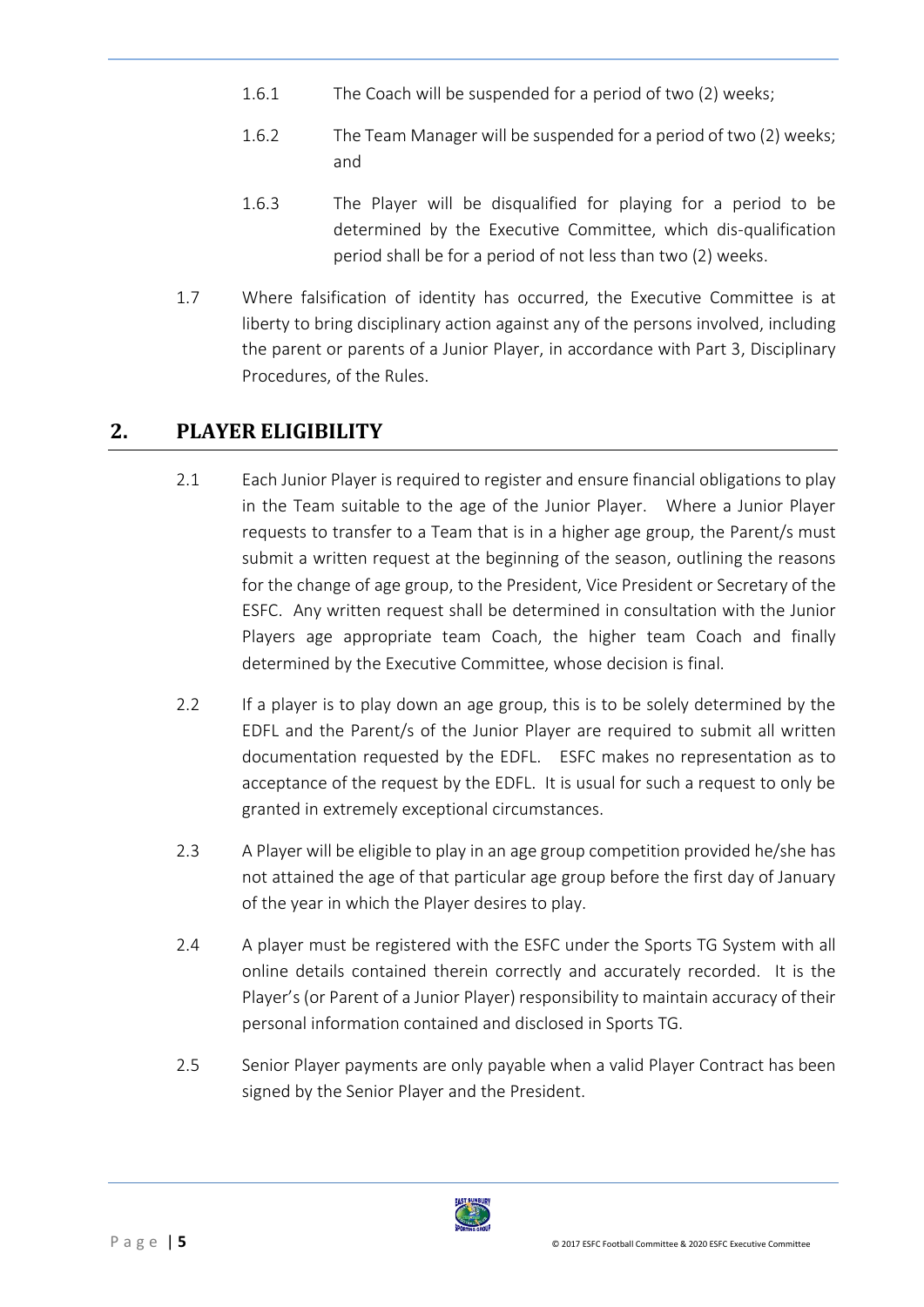1.6.1 The Coach will be suspended for a period of two (2) weeks;

1.6.2 The Team Manager will be suspended for a period of two (2) weeks; and

1.6.3 The Player will be disqualified for playing for a period to be determined by the Executive Committee, which dis-qualification period shall be for a period of not less than two (2) weeks.

1.7 Where falsification of identity has occurred, the Executive Committee is at liberty to bring disciplinary action against any of the persons involved, including the parent or parents of a Junior Player, in accordance with Part 3, Disciplinary Procedures, of the Rules.

## 2. PLAYER ELIGIBILITY

2.1 Each Junior Player is required to register and ensure financial obligations to play in the Team suitable to the age of the Junior Player. Where a Junior Player requests to transfer to a Team that is in a higher age group, the Parent/s must submit a written request at the beginning of the season, outlining the reasons for the change of age group, to the President, Vice President or Secretary of the ESFC. Any written request shall be determined in consultation with the Junior Players age appropriate team Coach, the higher team Coach and finally determined by the Executive Committee, whose decision is final.

2.2 If a player is to play down an age group, this is to be solely determined by the EDFL and the Parent/s of the Junior Player are required to submit all written documentation requested by the EDFL. ESFC makes no representation as to acceptance of the request by the EDFL. It is usual for such a request to only be granted in extremely exceptional circumstances.

2.3 A Player will be eligible to play in an age group competition provided he/she has not attained the age of that particular age group before the first day of January of the year in which the Player desires to play.

2.4 A player must be registered with the ESFC under the Sports TG System with all online details contained therein correctly and accurately recorded. It is the Player's (or Parent of a Junior Player) responsibility to maintain accuracy of their personal information contained and disclosed in Sports TG.

2.5 Senior Player payments are only payable when a valid Player Contract has been signed by the Senior Player and the President.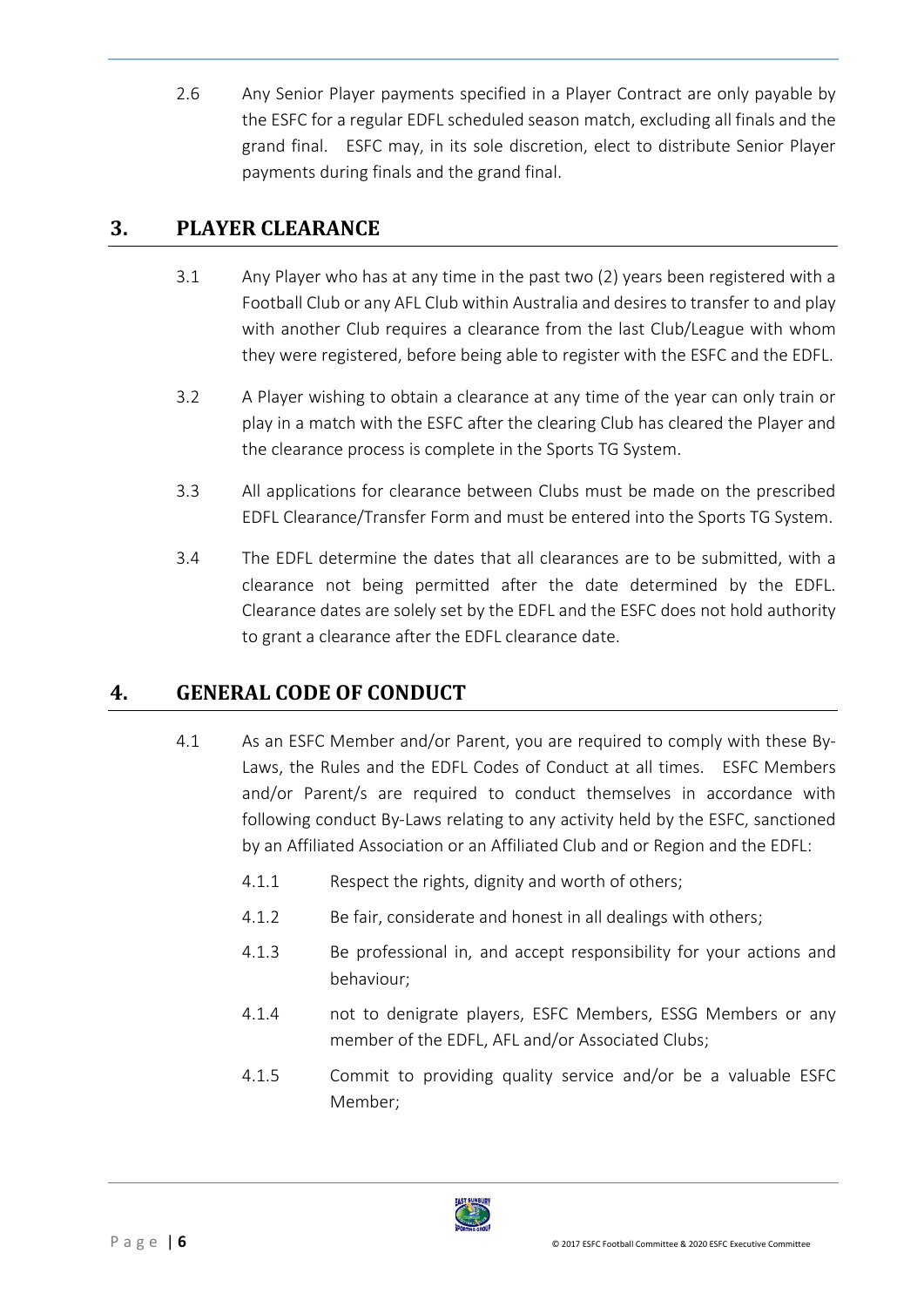2.6 Any Senior Player payments specified in a Player Contract are only payable by the ESFC for a regular EDFL scheduled season match, excluding all finals and the grand final. ESFC may, in its sole discretion, elect to distribute Senior Player payments during finals and the grand final.

## 3. PLAYER CLEARANCE

3.1 Any Player who has at any time in the past two (2) years been registered with a Football Club or any AFL Club within Australia and desires to transfer to and play with another Club requires a clearance from the last Club/League with whom they were registered, before being able to register with the ESFC and the EDFL.

3.2 A Player wishing to obtain a clearance at any time of the year can only train or play in a match with the ESFC after the clearing Club has cleared the Player and the clearance process is complete in the Sports TG System.

3.3 All applications for clearance between Clubs must be made on the prescribed EDFL Clearance/Transfer Form and must be entered into the Sports TG System.

3.4 The EDFL determine the dates that all clearances are to be submitted, with a clearance not being permitted after the date determined by the EDFL. Clearance dates are solely set by the EDFL and the ESFC does not hold authority to grant a clearance after the EDFL clearance date.

## 4. GENERAL CODE OF CONDUCT

4.1 As an ESFC Member and/or Parent, you are required to comply with these By-Laws, the Rules and the EDFL Codes of Conduct at all times. ESFC Members and/or Parent/s are required to conduct themselves in accordance with following conduct By-Laws relating to any activity held by the ESFC, sanctioned by an Affiliated Association or an Affiliated Club and or Region and the EDFL:

- 4.1.1 Respect the rights, dignity and worth of others;
- 4.1.2 Be fair, considerate and honest in all dealings with others;
- 4.1.3 Be professional in, and accept responsibility for your actions and behaviour;
- 4.1.4 not to denigrate players, ESFC Members, ESSG Members or any member of the EDFL, AFL and/or Associated Clubs;
- 4.1.5 Commit to providing quality service and/or be a valuable ESFC Member;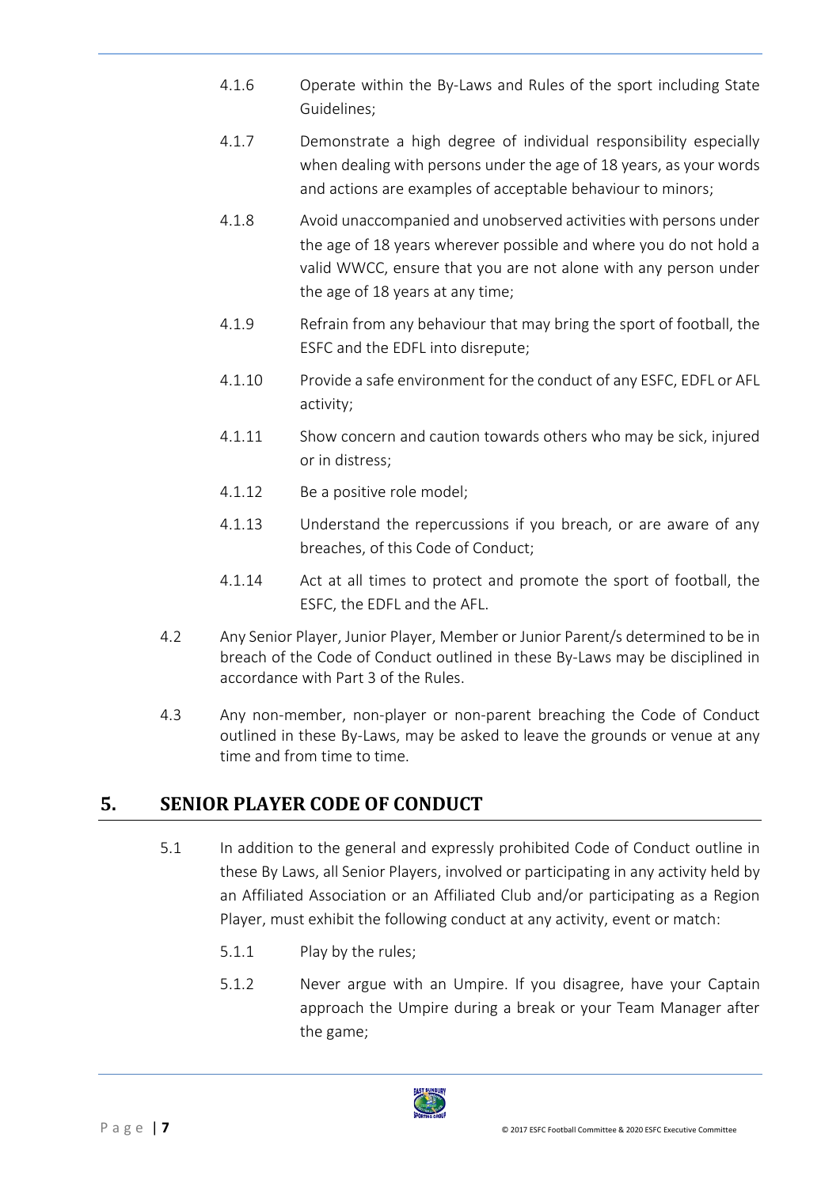4.1.6 Operate within the By-Laws and Rules of the sport including State Guidelines;

4.1.7 Demonstrate a high degree of individual responsibility especially when dealing with persons under the age of 18 years, as your words and actions are examples of acceptable behaviour to minors;

4.1.8 Avoid unaccompanied and unobserved activities with persons under the age of 18 years wherever possible and where you do not hold a valid WWCC, ensure that you are not alone with any person under the age of 18 years at any time;

4.1.9 Refrain from any behaviour that may bring the sport of football, the ESFC and the EDFL into disrepute;

4.1.10 Provide a safe environment for the conduct of any ESFC, EDFL or AFL activity;

4.1.11 Show concern and caution towards others who may be sick, injured or in distress;

4.1.12 Be a positive role model;

4.1.13 Understand the repercussions if you breach, or are aware of any breaches, of this Code of Conduct;

4.1.14 Act at all times to protect and promote the sport of football, the ESFC, the EDFL and the AFL.

4.2 Any Senior Player, Junior Player, Member or Junior Parent/s determined to be in breach of the Code of Conduct outlined in these By-Laws may be disciplined in accordance with Part 3 of the Rules.

4.3 Any non-member, non-player or non-parent breaching the Code of Conduct outlined in these By-Laws, may be asked to leave the grounds or venue at any time and from time to time.

## 5. SENIOR PLAYER CODE OF CONDUCT

5.1 In addition to the general and expressly prohibited Code of Conduct outline in these By Laws, all Senior Players, involved or participating in any activity held by an Affiliated Association or an Affiliated Club and/or participating as a Region Player, must exhibit the following conduct at any activity, event or match:

5.1.1 Play by the rules;

5.1.2 Never argue with an Umpire. If you disagree, have your Captain approach the Umpire during a break or your Team Manager after the game;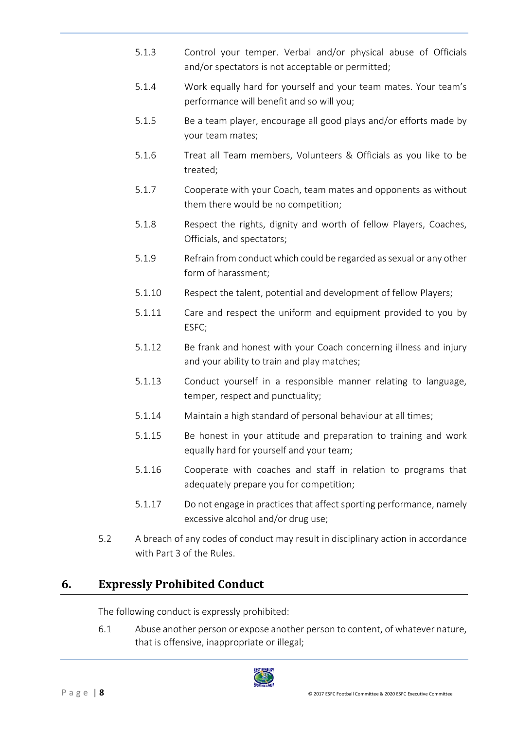5.1.3 Control your temper. Verbal and/or physical abuse of Officials and/or spectators is not acceptable or permitted;

5.1.4 Work equally hard for yourself and your team mates. Your team's performance will benefit and so will you;

5.1.5 Be a team player, encourage all good plays and/or efforts made by your team mates;

5.1.6 Treat all Team members, Volunteers & Officials as you like to be treated;

5.1.7 Cooperate with your Coach, team mates and opponents as without them there would be no competition;

5.1.8 Respect the rights, dignity and worth of fellow Players, Coaches, Officials, and spectators;

5.1.9 Refrain from conduct which could be regarded as sexual or any other form of harassment;

5.1.10 Respect the talent, potential and development of fellow Players;

5.1.11 Care and respect the uniform and equipment provided to you by ESFC;

5.1.12 Be frank and honest with your Coach concerning illness and injury and your ability to train and play matches;

5.1.13 Conduct yourself in a responsible manner relating to language, temper, respect and punctuality;

5.1.14 Maintain a high standard of personal behaviour at all times;

5.1.15 Be honest in your attitude and preparation to training and work equally hard for yourself and your team;

5.1.16 Cooperate with coaches and staff in relation to programs that adequately prepare you for competition;

5.1.17 Do not engage in practices that affect sporting performance, namely excessive alcohol and/or drug use;

5.2 A breach of any codes of conduct may result in disciplinary action in accordance with Part 3 of the Rules.

## 6. Expressly Prohibited Conduct

The following conduct is expressly prohibited:

6.1 Abuse another person or expose another person to content, of whatever nature, that is offensive, inappropriate or illegal;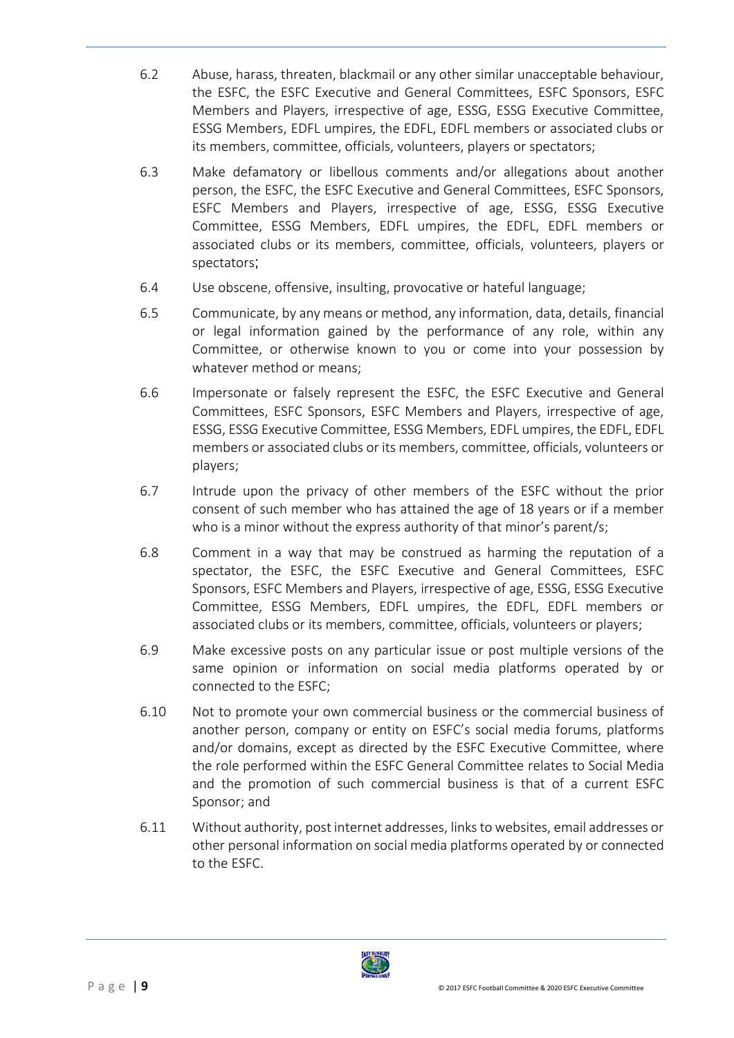6.2 Abuse, harass, threaten, blackmail or any other similar unacceptable behaviour, the ESFC, the ESFC Executive and General Committees, ESFC Sponsors, ESFC Members and Players, irrespective of age, ESSG, ESSG Executive Committee, ESSG Members, EDFL umpires, the EDFL, EDFL members or associated clubs or its members, committee, officials, volunteers, players or spectators;

6.3 Make defamatory or libellous comments and/or allegations about another person, the ESFC, the ESFC Executive and General Committees, ESFC Sponsors, ESFC Members and Players, irrespective of age, ESSG, ESSG Executive Committee, ESSG Members, EDFL umpires, the EDFL, EDFL members or associated clubs or its members, committee, officials, volunteers, players or spectators;

6.4 Use obscene, offensive, insulting, provocative or hateful language;

6.5 Communicate, by any means or method, any information, data, details, financial or legal information gained by the performance of any role, within any Committee, or otherwise known to you or come into your possession by whatever method or means;

6.6 Impersonate or falsely represent the ESFC, the ESFC Executive and General Committees, ESFC Sponsors, ESFC Members and Players, irrespective of age, ESSG, ESSG Executive Committee, ESSG Members, EDFL umpires, the EDFL, EDFL members or associated clubs or its members, committee, officials, volunteers or players;

6.7 Intrude upon the privacy of other members of the ESFC without the prior consent of such member who has attained the age of 18 years or if a member who is a minor without the express authority of that minor's parent/s;

6.8 Comment in a way that may be construed as harming the reputation of a spectator, the ESFC, the ESFC Executive and General Committees, ESFC Sponsors, ESFC Members and Players, irrespective of age, ESSG, ESSG Executive Committee, ESSG Members, EDFL umpires, the EDFL, EDFL members or associated clubs or its members, committee, officials, volunteers or players;

6.9 Make excessive posts on any particular issue or post multiple versions of the same opinion or information on social media platforms operated by or connected to the ESFC;

6.10 Not to promote your own commercial business or the commercial business of another person, company or entity on ESFC's social media forums, platforms and/or domains, except as directed by the ESFC Executive Committee, where the role performed within the ESFC General Committee relates to Social Media and the promotion of such commercial business is that of a current ESFC Sponsor; and

6.11 Without authority, post internet addresses, links to websites, email addresses or other personal information on social media platforms operated by or connected to the ESFC.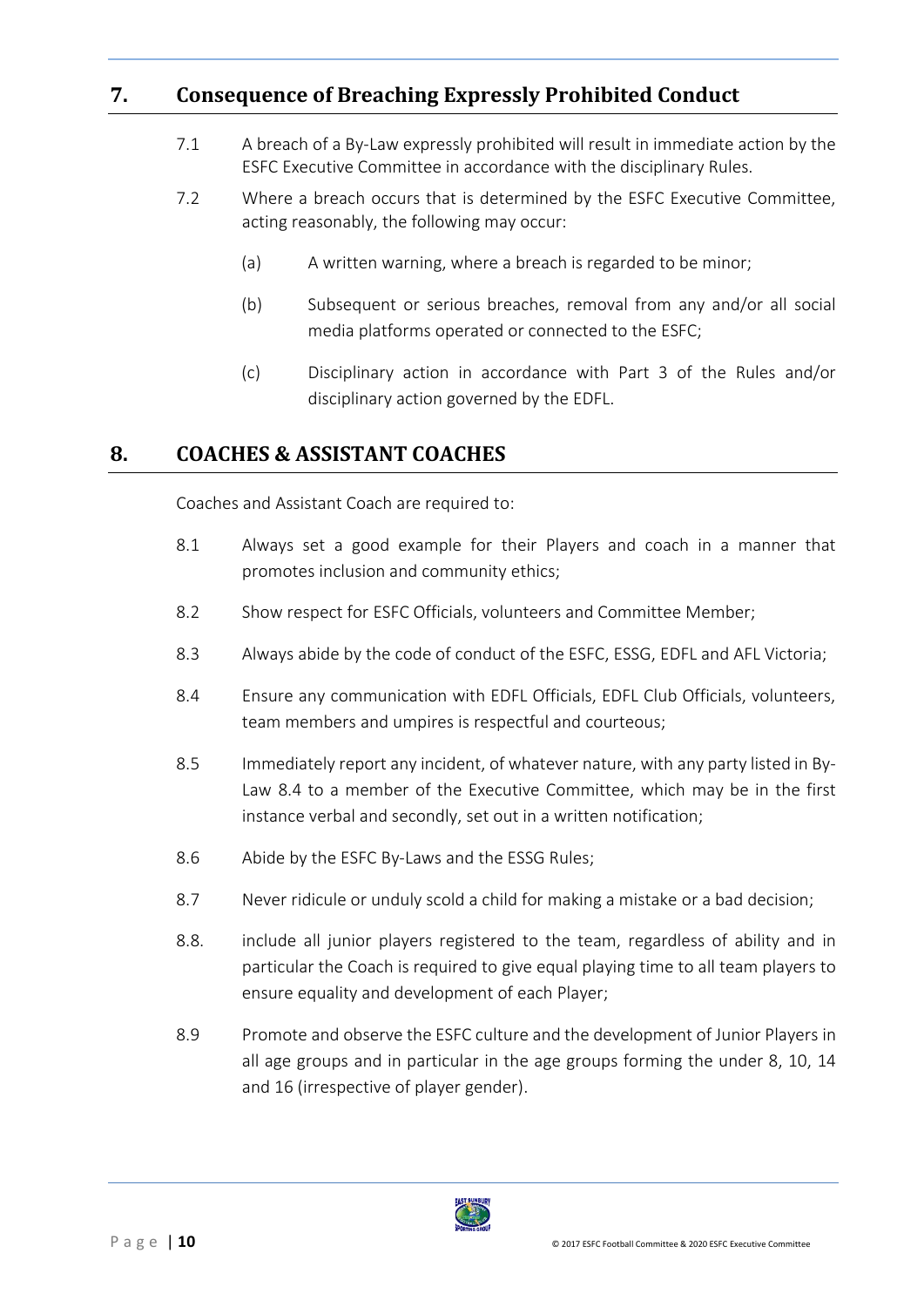## 7. Consequence of Breaching Expressly Prohibited Conduct

7.1 A breach of a By-Law expressly prohibited will result in immediate action by the ESFC Executive Committee in accordance with the disciplinary Rules.

7.2 Where a breach occurs that is determined by the ESFC Executive Committee, acting reasonably, the following may occur:

(a) A written warning, where a breach is regarded to be minor;

(b) Subsequent or serious breaches, removal from any and/or all social media platforms operated or connected to the ESFC;

(c) Disciplinary action in accordance with Part 3 of the Rules and/or disciplinary action governed by the EDFL.

## 8. COACHES & ASSISTANT COACHES

Coaches and Assistant Coach are required to:

8.1 Always set a good example for their Players and coach in a manner that promotes inclusion and community ethics;

8.2 Show respect for ESFC Officials, volunteers and Committee Member;

8.3 Always abide by the code of conduct of the ESFC, ESSG, EDFL and AFL Victoria;

8.4 Ensure any communication with EDFL Officials, EDFL Club Officials, volunteers, team members and umpires is respectful and courteous;

8.5 Immediately report any incident, of whatever nature, with any party listed in By-Law 8.4 to a member of the Executive Committee, which may be in the first instance verbal and secondly, set out in a written notification;

8.6 Abide by the ESFC By-Laws and the ESSG Rules;

8.7 Never ridicule or unduly scold a child for making a mistake or a bad decision;

8.8. include all junior players registered to the team, regardless of ability and in particular the Coach is required to give equal playing time to all team players to ensure equality and development of each Player;

8.9 Promote and observe the ESFC culture and the development of Junior Players in all age groups and in particular in the age groups forming the under 8, 10, 14 and 16 (irrespective of player gender).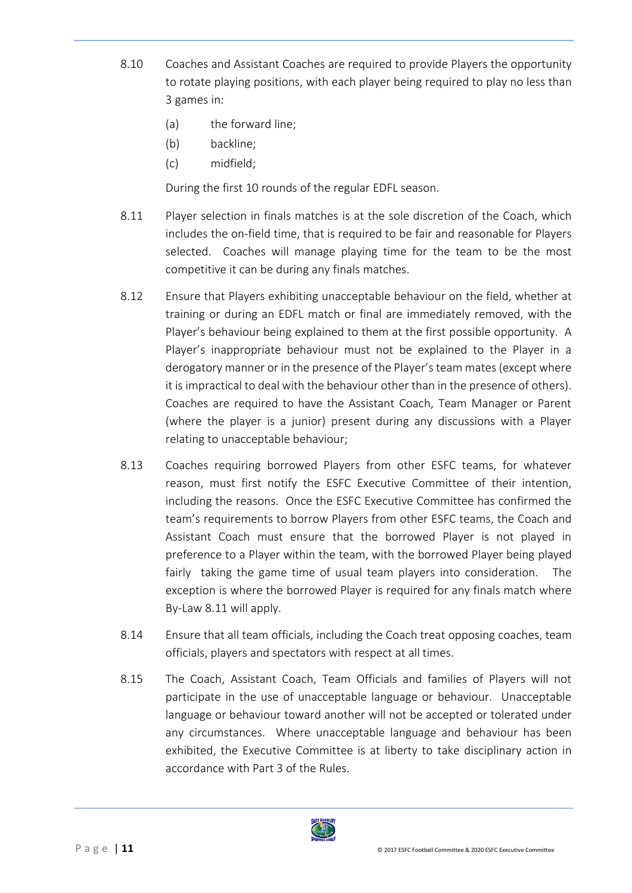8.10 Coaches and Assistant Coaches are required to provide Players the opportunity to rotate playing positions, with each player being required to play no less than 3 games in:

(a) the forward line;

(b) backline;

(c) midfield;

During the first 10 rounds of the regular EDFL season.

8.11 Player selection in finals matches is at the sole discretion of the Coach, which includes the on-field time, that is required to be fair and reasonable for Players selected. Coaches will manage playing time for the team to be the most competitive it can be during any finals matches.

8.12 Ensure that Players exhibiting unacceptable behaviour on the field, whether at training or during an EDFL match or final are immediately removed, with the Player's behaviour being explained to them at the first possible opportunity. A Player's inappropriate behaviour must not be explained to the Player in a derogatory manner or in the presence of the Player's team mates (except where it is impractical to deal with the behaviour other than in the presence of others). Coaches are required to have the Assistant Coach, Team Manager or Parent (where the player is a junior) present during any discussions with a Player relating to unacceptable behaviour;

8.13 Coaches requiring borrowed Players from other ESFC teams, for whatever reason, must first notify the ESFC Executive Committee of their intention, including the reasons. Once the ESFC Executive Committee has confirmed the team's requirements to borrow Players from other ESFC teams, the Coach and Assistant Coach must ensure that the borrowed Player is not played in preference to a Player within the team, with the borrowed Player being played fairly taking the game time of usual team players into consideration. The exception is where the borrowed Player is required for any finals match where By-Law 8.11 will apply.

8.14 Ensure that all team officials, including the Coach treat opposing coaches, team officials, players and spectators with respect at all times.

8.15 The Coach, Assistant Coach, Team Officials and families of Players will not participate in the use of unacceptable language or behaviour. Unacceptable language or behaviour toward another will not be accepted or tolerated under any circumstances. Where unacceptable language and behaviour has been exhibited, the Executive Committee is at liberty to take disciplinary action in accordance with Part 3 of the Rules.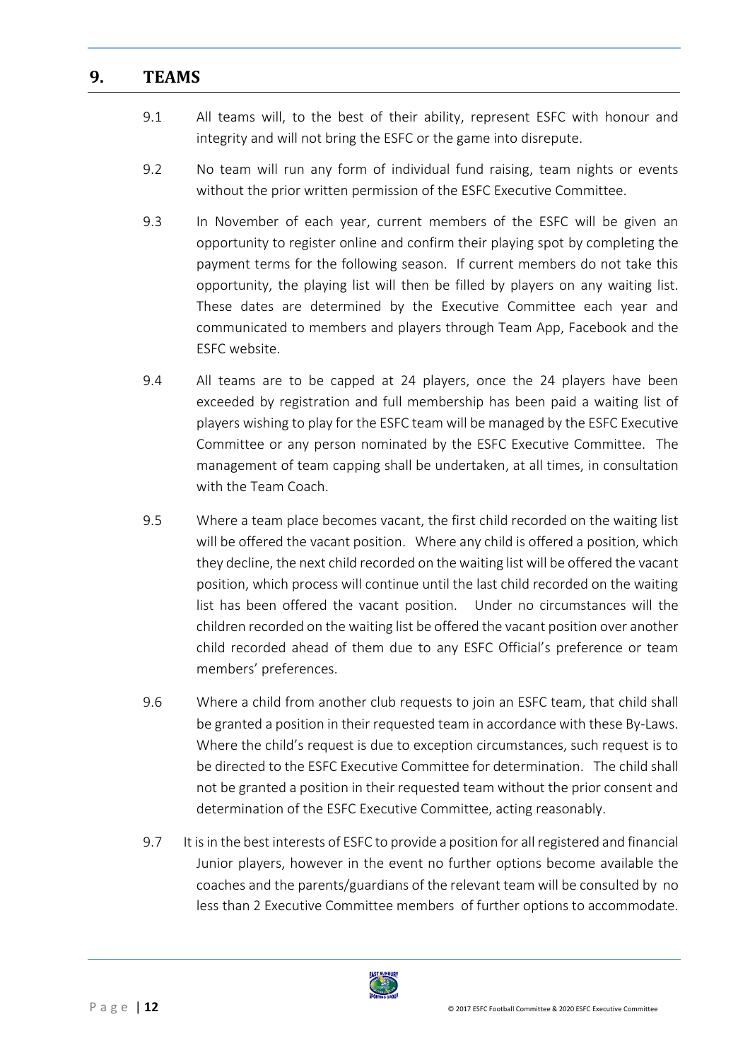## 9. TEAMS

9.1 All teams will, to the best of their ability, represent ESFC with honour and integrity and will not bring the ESFC or the game into disrepute.

9.2 No team will run any form of individual fund raising, team nights or events without the prior written permission of the ESFC Executive Committee.

9.3 In November of each year, current members of the ESFC will be given an opportunity to register online and confirm their playing spot by completing the payment terms for the following season. If current members do not take this opportunity, the playing list will then be filled by players on any waiting list. These dates are determined by the Executive Committee each year and communicated to members and players through Team App, Facebook and the ESFC website.

9.4 All teams are to be capped at 24 players, once the 24 players have been exceeded by registration and full membership has been paid a waiting list of players wishing to play for the ESFC team will be managed by the ESFC Executive Committee or any person nominated by the ESFC Executive Committee. The management of team capping shall be undertaken, at all times, in consultation with the Team Coach.

9.5 Where a team place becomes vacant, the first child recorded on the waiting list will be offered the vacant position. Where any child is offered a position, which they decline, the next child recorded on the waiting list will be offered the vacant position, which process will continue until the last child recorded on the waiting list has been offered the vacant position. Under no circumstances will the children recorded on the waiting list be offered the vacant position over another child recorded ahead of them due to any ESFC Official's preference or team members' preferences.

9.6 Where a child from another club requests to join an ESFC team, that child shall be granted a position in their requested team in accordance with these By-Laws. Where the child's request is due to exception circumstances, such request is to be directed to the ESFC Executive Committee for determination. The child shall not be granted a position in their requested team without the prior consent and determination of the ESFC Executive Committee, acting reasonably.

9.7 It is in the best interests of ESFC to provide a position for all registered and financial Junior players, however in the event no further options become available the coaches and the parents/guardians of the relevant team will be consulted by no less than 2 Executive Committee members of further options to accommodate.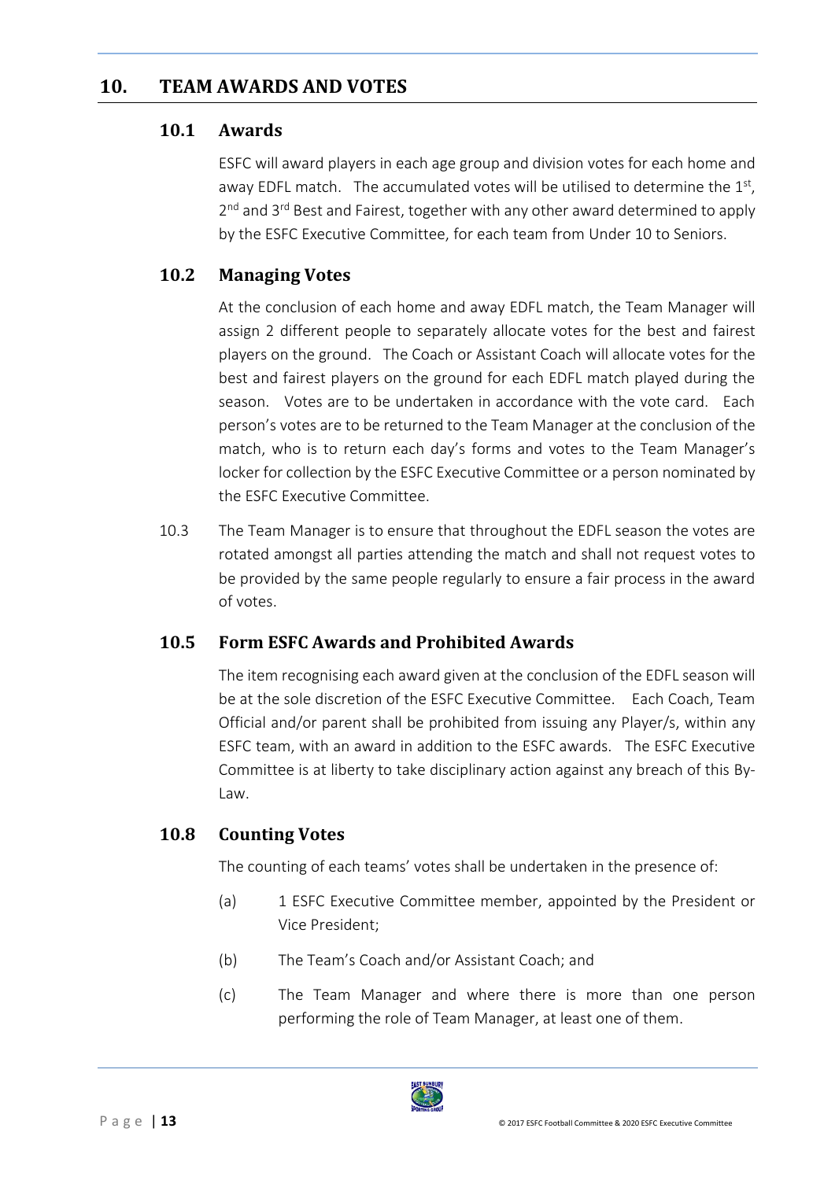## 10. TEAM AWARDS AND VOTES

### 10.1 Awards

ESFC will award players in each age group and division votes for each home and away EDFL match. The accumulated votes will be utilised to determine the 1st, 2nd and 3rd Best and Fairest, together with any other award determined to apply by the ESFC Executive Committee, for each team from Under 10 to Seniors.

### 10.2 Managing Votes

At the conclusion of each home and away EDFL match, the Team Manager will assign 2 different people to separately allocate votes for the best and fairest players on the ground. The Coach or Assistant Coach will allocate votes for the best and fairest players on the ground for each EDFL match played during the season. Votes are to be undertaken in accordance with the vote card. Each person's votes are to be returned to the Team Manager at the conclusion of the match, who is to return each day's forms and votes to the Team Manager's locker for collection by the ESFC Executive Committee or a person nominated by the ESFC Executive Committee.

10.3 The Team Manager is to ensure that throughout the EDFL season the votes are rotated amongst all parties attending the match and shall not request votes to be provided by the same people regularly to ensure a fair process in the award of votes.

### 10.5 Form ESFC Awards and Prohibited Awards

The item recognising each award given at the conclusion of the EDFL season will be at the sole discretion of the ESFC Executive Committee. Each Coach, Team Official and/or parent shall be prohibited from issuing any Player/s, within any ESFC team, with an award in addition to the ESFC awards. The ESFC Executive Committee is at liberty to take disciplinary action against any breach of this By-Law.

### 10.8 Counting Votes

The counting of each teams' votes shall be undertaken in the presence of:

(a) 1 ESFC Executive Committee member, appointed by the President or Vice President;

(b) The Team's Coach and/or Assistant Coach; and

(c) The Team Manager and where there is more than one person performing the role of Team Manager, at least one of them.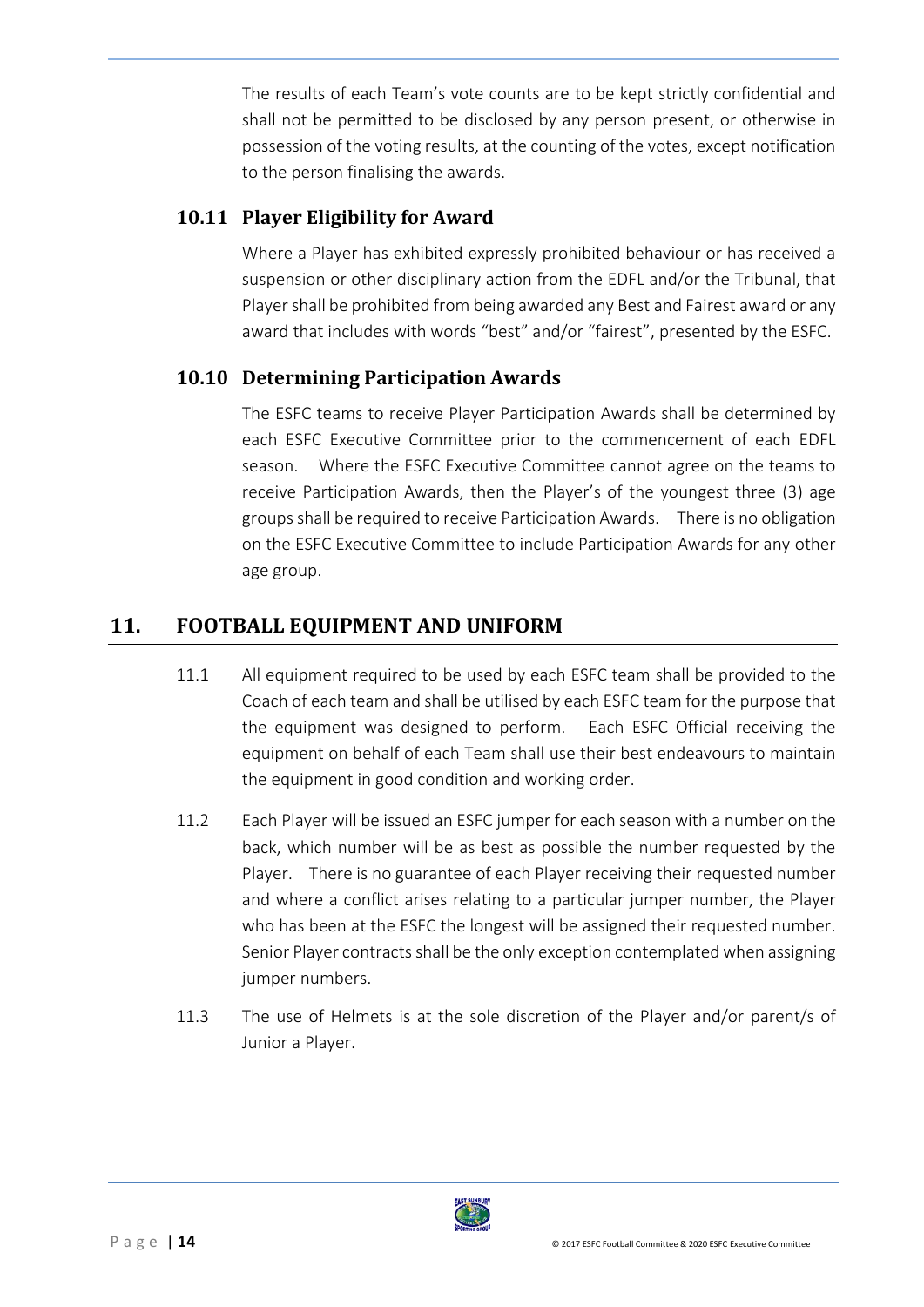The results of each Team's vote counts are to be kept strictly confidential and shall not be permitted to be disclosed by any person present, or otherwise in possession of the voting results, at the counting of the votes, except notification to the person finalising the awards.

### 10.11 Player Eligibility for Award

Where a Player has exhibited expressly prohibited behaviour or has received a suspension or other disciplinary action from the EDFL and/or the Tribunal, that Player shall be prohibited from being awarded any Best and Fairest award or any award that includes with words "best" and/or "fairest", presented by the ESFC.

### 10.10 Determining Participation Awards

The ESFC teams to receive Player Participation Awards shall be determined by each ESFC Executive Committee prior to the commencement of each EDFL season. Where the ESFC Executive Committee cannot agree on the teams to receive Participation Awards, then the Player's of the youngest three (3) age groups shall be required to receive Participation Awards. There is no obligation on the ESFC Executive Committee to include Participation Awards for any other age group.

## 11. FOOTBALL EQUIPMENT AND UNIFORM

11.1 All equipment required to be used by each ESFC team shall be provided to the Coach of each team and shall be utilised by each ESFC team for the purpose that the equipment was designed to perform. Each ESFC Official receiving the equipment on behalf of each Team shall use their best endeavours to maintain the equipment in good condition and working order.

11.2 Each Player will be issued an ESFC jumper for each season with a number on the back, which number will be as best as possible the number requested by the Player. There is no guarantee of each Player receiving their requested number and where a conflict arises relating to a particular jumper number, the Player who has been at the ESFC the longest will be assigned their requested number. Senior Player contracts shall be the only exception contemplated when assigning jumper numbers.

11.3 The use of Helmets is at the sole discretion of the Player and/or parent/s of Junior a Player.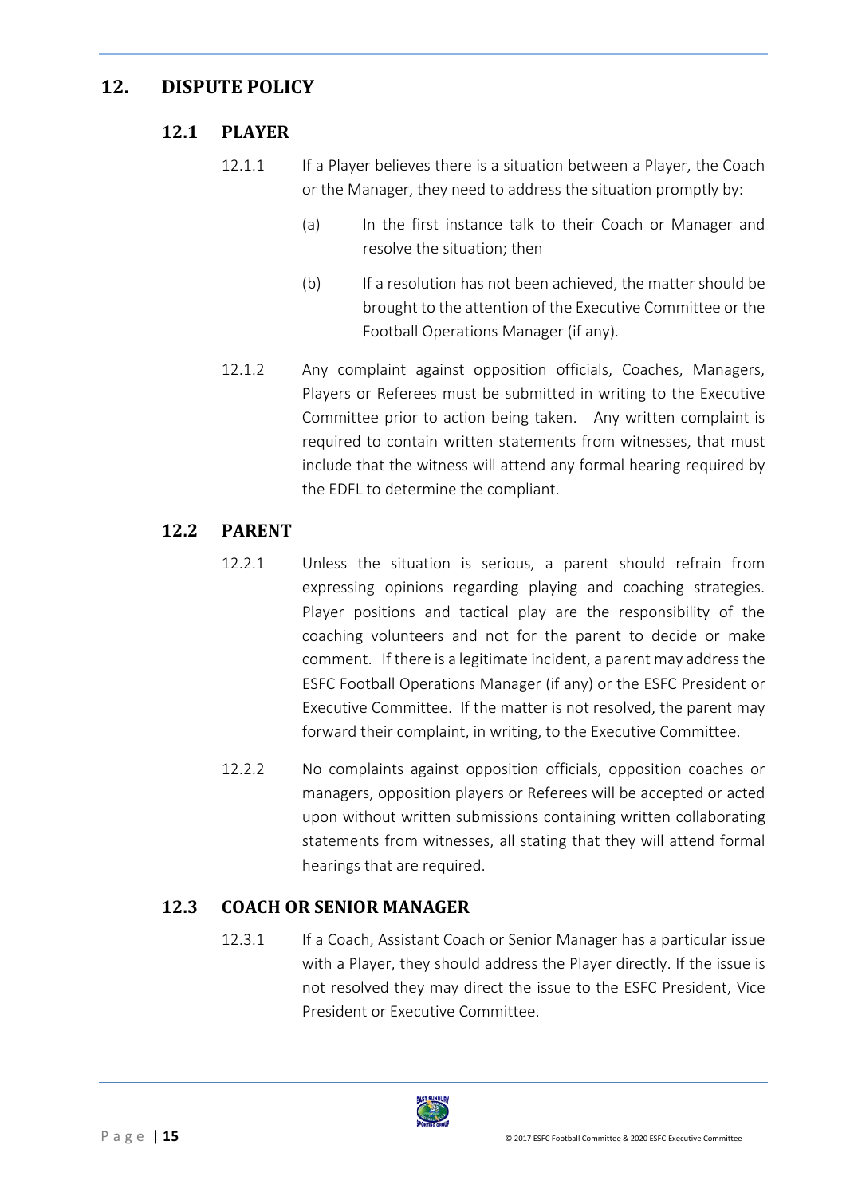## 12. DISPUTE POLICY

### 12.1 PLAYER

12.1.1 If a Player believes there is a situation between a Player, the Coach or the Manager, they need to address the situation promptly by:

(a) In the first instance talk to their Coach or Manager and resolve the situation; then

(b) If a resolution has not been achieved, the matter should be brought to the attention of the Executive Committee or the Football Operations Manager (if any).

12.1.2 Any complaint against opposition officials, Coaches, Managers, Players or Referees must be submitted in writing to the Executive Committee prior to action being taken. Any written complaint is required to contain written statements from witnesses, that must include that the witness will attend any formal hearing required by the EDFL to determine the compliant.

### 12.2 PARENT

12.2.1 Unless the situation is serious, a parent should refrain from expressing opinions regarding playing and coaching strategies. Player positions and tactical play are the responsibility of the coaching volunteers and not for the parent to decide or make comment. If there is a legitimate incident, a parent may address the ESFC Football Operations Manager (if any) or the ESFC President or Executive Committee. If the matter is not resolved, the parent may forward their complaint, in writing, to the Executive Committee.

12.2.2 No complaints against opposition officials, opposition coaches or managers, opposition players or Referees will be accepted or acted upon without written submissions containing written collaborating statements from witnesses, all stating that they will attend formal hearings that are required.

### 12.3 COACH OR SENIOR MANAGER

12.3.1 If a Coach, Assistant Coach or Senior Manager has a particular issue with a Player, they should address the Player directly. If the issue is not resolved they may direct the issue to the ESFC President, Vice President or Executive Committee.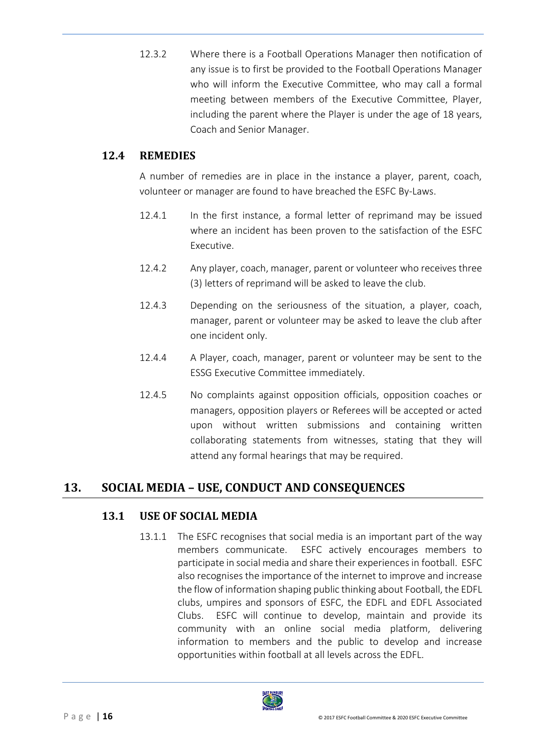12.3.2 Where there is a Football Operations Manager then notification of any issue is to first be provided to the Football Operations Manager who will inform the Executive Committee, who may call a formal meeting between members of the Executive Committee, Player, including the parent where the Player is under the age of 18 years, Coach and Senior Manager.

### 12.4 REMEDIES

A number of remedies are in place in the instance a player, parent, coach, volunteer or manager are found to have breached the ESFC By-Laws.

12.4.1 In the first instance, a formal letter of reprimand may be issued where an incident has been proven to the satisfaction of the ESFC Executive.

12.4.2 Any player, coach, manager, parent or volunteer who receives three (3) letters of reprimand will be asked to leave the club.

12.4.3 Depending on the seriousness of the situation, a player, coach, manager, parent or volunteer may be asked to leave the club after one incident only.

12.4.4 A Player, coach, manager, parent or volunteer may be sent to the ESSG Executive Committee immediately.

12.4.5 No complaints against opposition officials, opposition coaches or managers, opposition players or Referees will be accepted or acted upon without written submissions and containing written collaborating statements from witnesses, stating that they will attend any formal hearings that may be required.

## 13. SOCIAL MEDIA – USE, CONDUCT AND CONSEQUENCES

### 13.1 USE OF SOCIAL MEDIA

13.1.1 The ESFC recognises that social media is an important part of the way members communicate. ESFC actively encourages members to participate in social media and share their experiences in football. ESFC also recognises the importance of the internet to improve and increase the flow of information shaping public thinking about Football, the EDFL clubs, umpires and sponsors of ESFC, the EDFL and EDFL Associated Clubs. ESFC will continue to develop, maintain and provide its community with an online social media platform, delivering information to members and the public to develop and increase opportunities within football at all levels across the EDFL.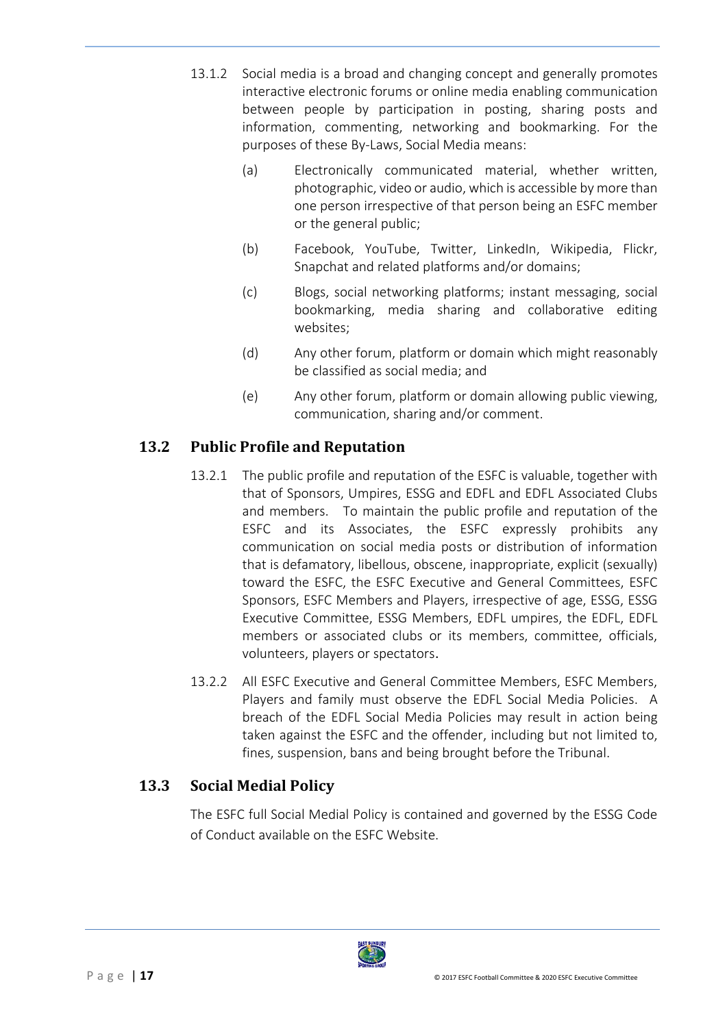13.1.2 Social media is a broad and changing concept and generally promotes interactive electronic forums or online media enabling communication between people by participation in posting, sharing posts and information, commenting, networking and bookmarking. For the purposes of these By-Laws, Social Media means:

(a) Electronically communicated material, whether written, photographic, video or audio, which is accessible by more than one person irrespective of that person being an ESFC member or the general public;

(b) Facebook, YouTube, Twitter, LinkedIn, Wikipedia, Flickr, Snapchat and related platforms and/or domains;

(c) Blogs, social networking platforms; instant messaging, social bookmarking, media sharing and collaborative editing websites;

(d) Any other forum, platform or domain which might reasonably be classified as social media; and

(e) Any other forum, platform or domain allowing public viewing, communication, sharing and/or comment.

## 13.2 Public Profile and Reputation

13.2.1 The public profile and reputation of the ESFC is valuable, together with that of Sponsors, Umpires, ESSG and EDFL and EDFL Associated Clubs and members. To maintain the public profile and reputation of the ESFC and its Associates, the ESFC expressly prohibits any communication on social media posts or distribution of information that is defamatory, libellous, obscene, inappropriate, explicit (sexually) toward the ESFC, the ESFC Executive and General Committees, ESFC Sponsors, ESFC Members and Players, irrespective of age, ESSG, ESSG Executive Committee, ESSG Members, EDFL umpires, the EDFL, EDFL members or associated clubs or its members, committee, officials, volunteers, players or spectators.

13.2.2 All ESFC Executive and General Committee Members, ESFC Members, Players and family must observe the EDFL Social Media Policies. A breach of the EDFL Social Media Policies may result in action being taken against the ESFC and the offender, including but not limited to, fines, suspension, bans and being brought before the Tribunal.

## 13.3 Social Medial Policy

The ESFC full Social Medial Policy is contained and governed by the ESSG Code of Conduct available on the ESFC Website.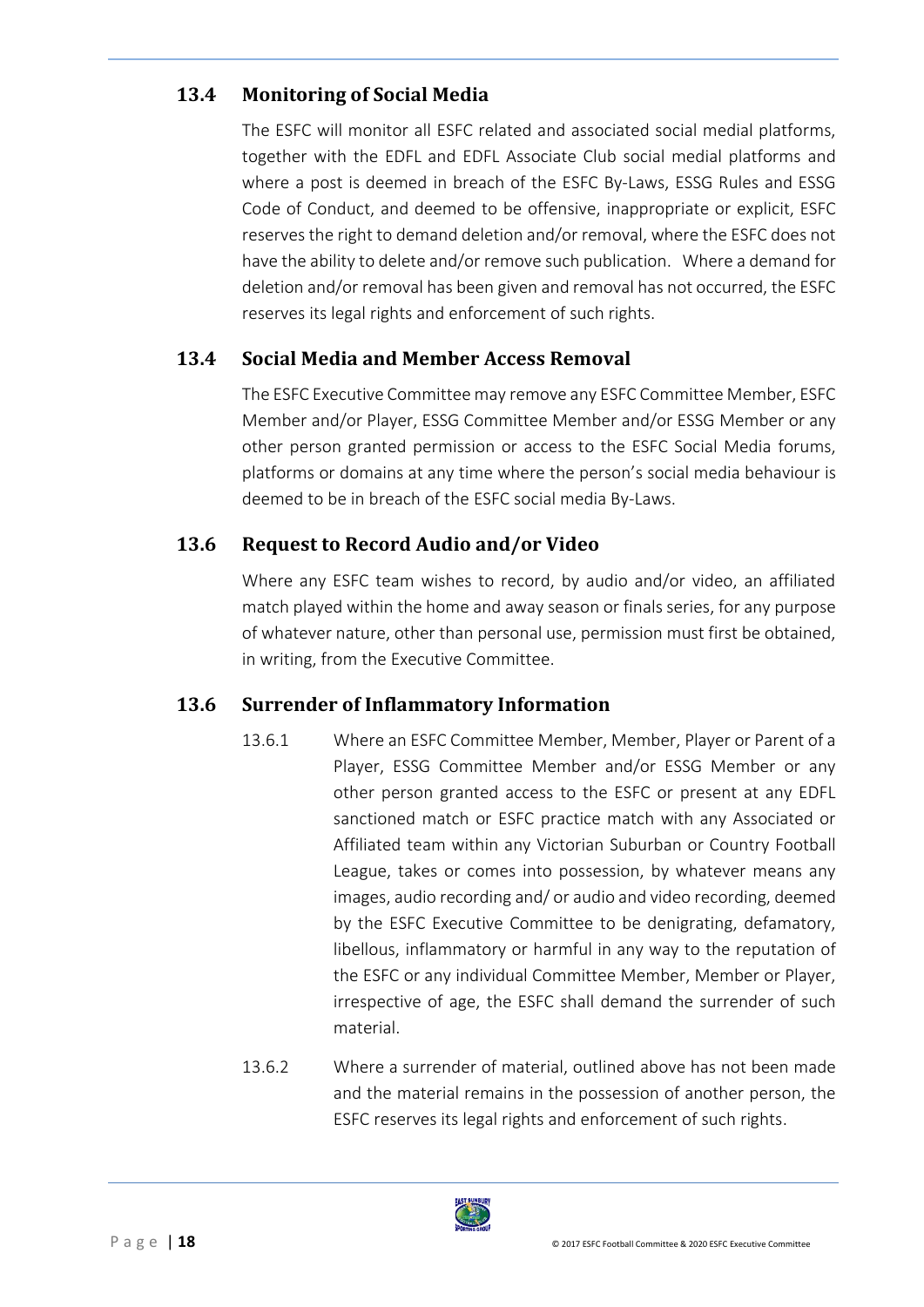## 13.4 Monitoring of Social Media

The ESFC will monitor all ESFC related and associated social medial platforms, together with the EDFL and EDFL Associate Club social medial platforms and where a post is deemed in breach of the ESFC By-Laws, ESSG Rules and ESSG Code of Conduct, and deemed to be offensive, inappropriate or explicit, ESFC reserves the right to demand deletion and/or removal, where the ESFC does not have the ability to delete and/or remove such publication. Where a demand for deletion and/or removal has been given and removal has not occurred, the ESFC reserves its legal rights and enforcement of such rights.

## 13.4 Social Media and Member Access Removal

The ESFC Executive Committee may remove any ESFC Committee Member, ESFC Member and/or Player, ESSG Committee Member and/or ESSG Member or any other person granted permission or access to the ESFC Social Media forums, platforms or domains at any time where the person's social media behaviour is deemed to be in breach of the ESFC social media By-Laws.

## 13.6 Request to Record Audio and/or Video

Where any ESFC team wishes to record, by audio and/or video, an affiliated match played within the home and away season or finals series, for any purpose of whatever nature, other than personal use, permission must first be obtained, in writing, from the Executive Committee.

## 13.6 Surrender of Inflammatory Information

13.6.1 Where an ESFC Committee Member, Member, Player or Parent of a Player, ESSG Committee Member and/or ESSG Member or any other person granted access to the ESFC or present at any EDFL sanctioned match or ESFC practice match with any Associated or Affiliated team within any Victorian Suburban or Country Football League, takes or comes into possession, by whatever means any images, audio recording and/ or audio and video recording, deemed by the ESFC Executive Committee to be denigrating, defamatory, libellous, inflammatory or harmful in any way to the reputation of the ESFC or any individual Committee Member, Member or Player, irrespective of age, the ESFC shall demand the surrender of such material.

13.6.2 Where a surrender of material, outlined above has not been made and the material remains in the possession of another person, the ESFC reserves its legal rights and enforcement of such rights.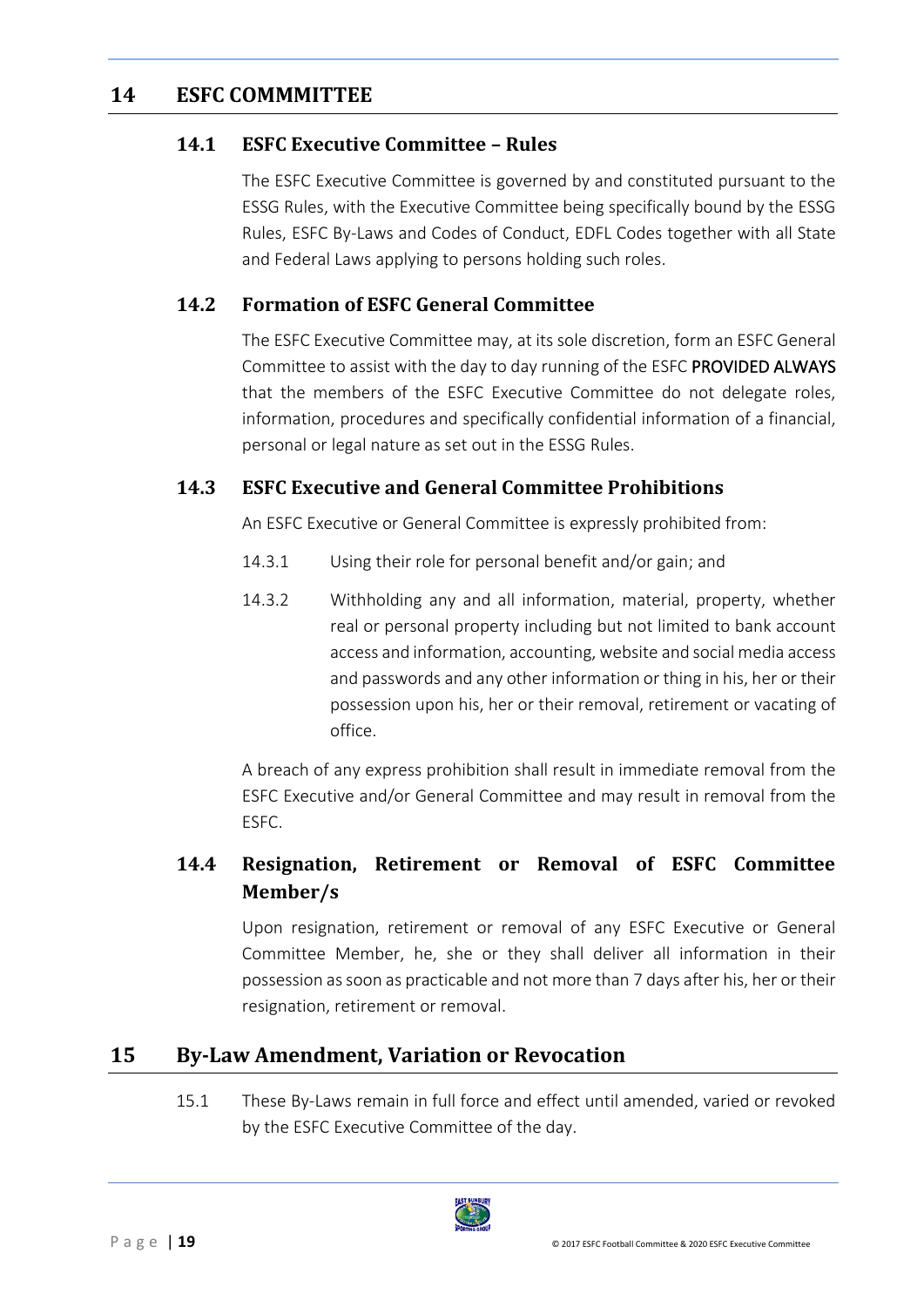## 14 ESFC COMMMITTEE

### 14.1 ESFC Executive Committee – Rules

The ESFC Executive Committee is governed by and constituted pursuant to the ESSG Rules, with the Executive Committee being specifically bound by the ESSG Rules, ESFC By-Laws and Codes of Conduct, EDFL Codes together with all State and Federal Laws applying to persons holding such roles.

### 14.2 Formation of ESFC General Committee

The ESFC Executive Committee may, at its sole discretion, form an ESFC General Committee to assist with the day to day running of the ESFC PROVIDED ALWAYS that the members of the ESFC Executive Committee do not delegate roles, information, procedures and specifically confidential information of a financial, personal or legal nature as set out in the ESSG Rules.

### 14.3 ESFC Executive and General Committee Prohibitions

An ESFC Executive or General Committee is expressly prohibited from:

14.3.1 Using their role for personal benefit and/or gain; and

14.3.2 Withholding any and all information, material, property, whether real or personal property including but not limited to bank account access and information, accounting, website and social media access and passwords and any other information or thing in his, her or their possession upon his, her or their removal, retirement or vacating of office.

A breach of any express prohibition shall result in immediate removal from the ESFC Executive and/or General Committee and may result in removal from the ESFC.

### 14.4 Resignation, Retirement or Removal of ESFC Committee Member/s

Upon resignation, retirement or removal of any ESFC Executive or General Committee Member, he, she or they shall deliver all information in their possession as soon as practicable and not more than 7 days after his, her or their resignation, retirement or removal.

## 15 By-Law Amendment, Variation or Revocation

15.1 These By-Laws remain in full force and effect until amended, varied or revoked by the ESFC Executive Committee of the day.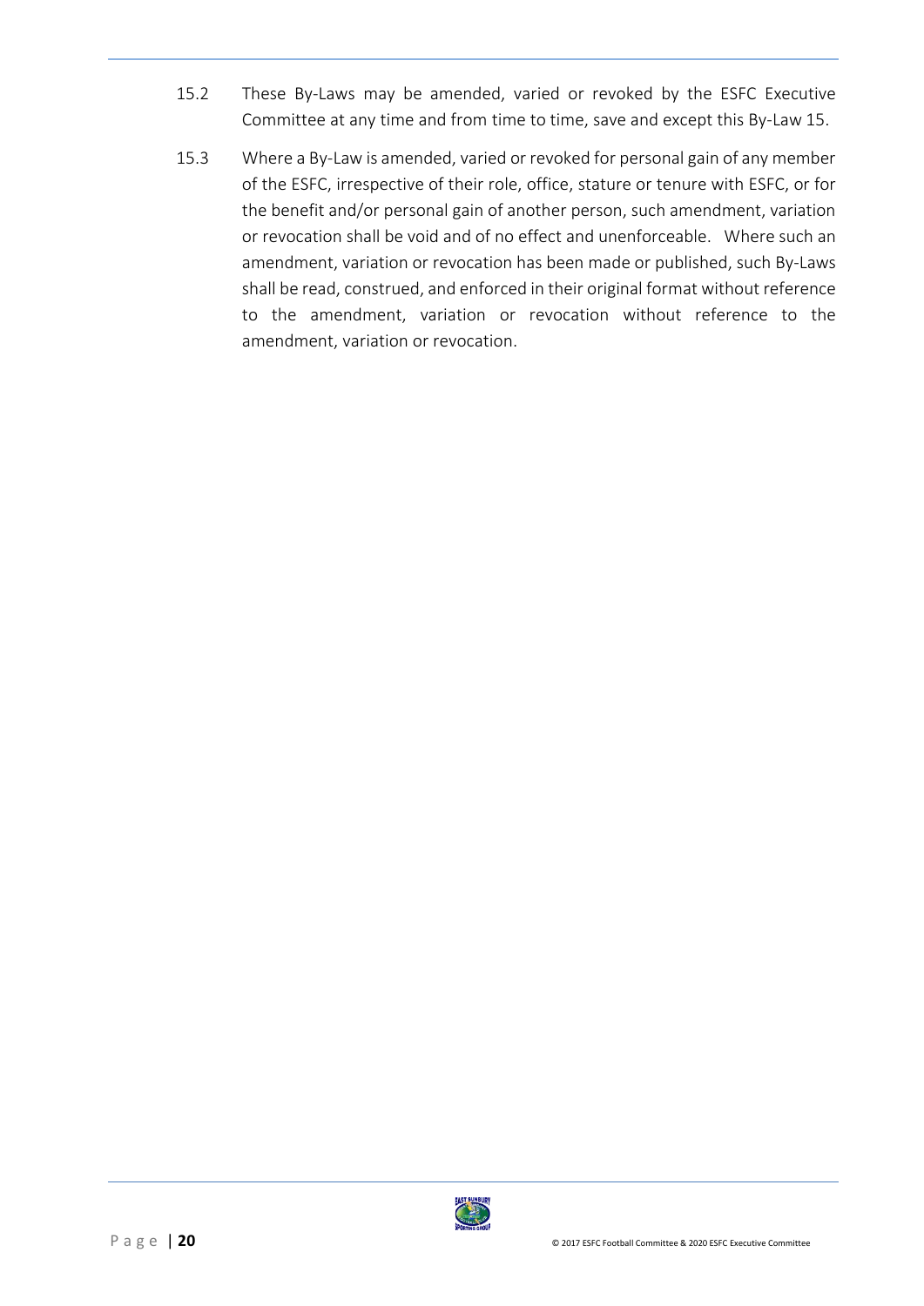15.2 These By-Laws may be amended, varied or revoked by the ESFC Executive Committee at any time and from time to time, save and except this By-Law 15.

15.3 Where a By-Law is amended, varied or revoked for personal gain of any member of the ESFC, irrespective of their role, office, stature or tenure with ESFC, or for the benefit and/or personal gain of another person, such amendment, variation or revocation shall be void and of no effect and unenforceable. Where such an amendment, variation or revocation has been made or published, such By-Laws shall be read, construed, and enforced in their original format without reference to the amendment, variation or revocation without reference to the amendment, variation or revocation.